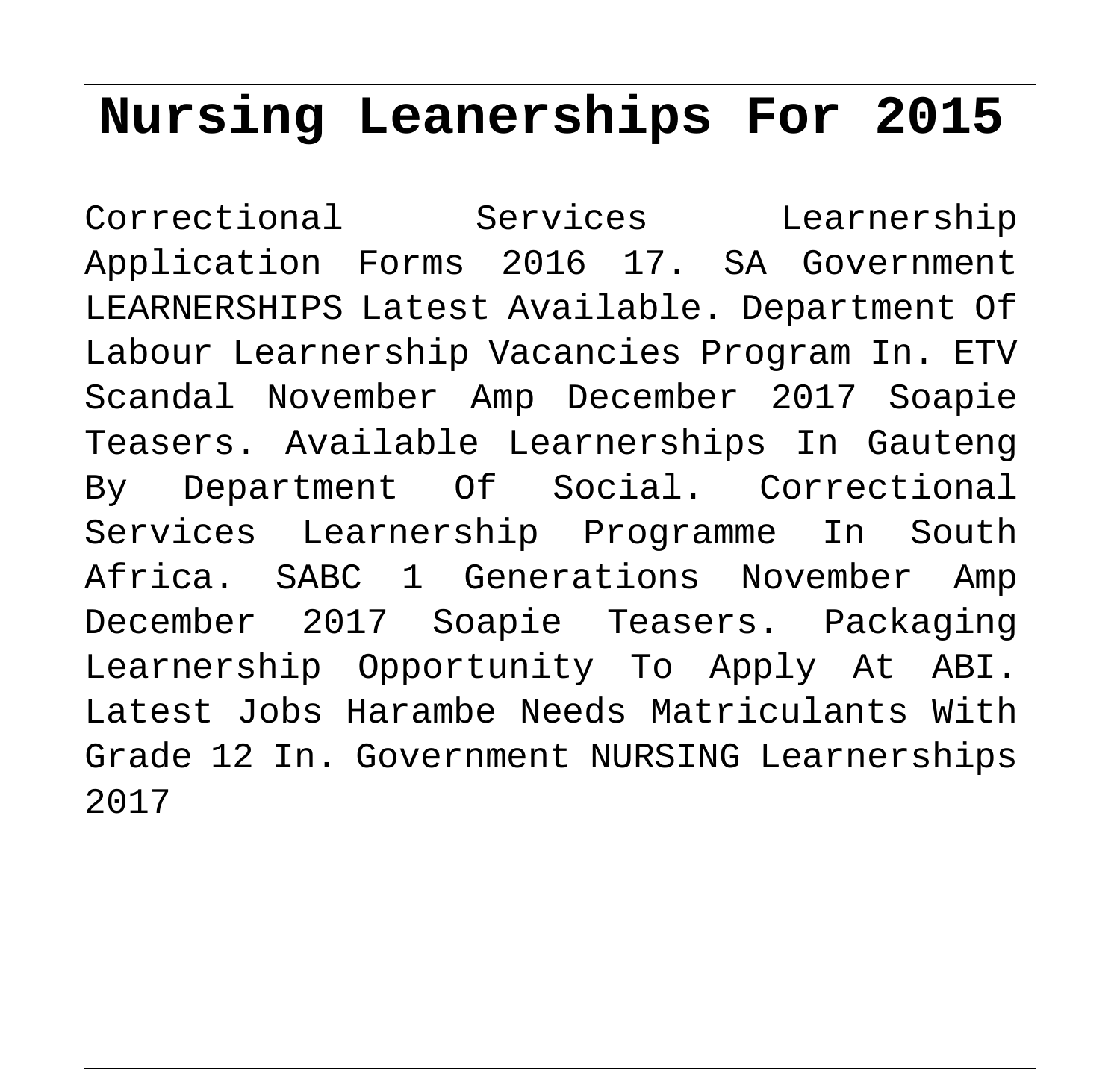# Nursing Leaneships For 2015

Correctional Services Learnership Application Forms 2016 17. SA Government LEARNERSHIPS Latest Available. Department Of Labour Learnership Vacancies Program In. ETV Scandal November Amp December 2017 Soapie Teasers. Available Learnerships In Gauteng By Department Of Social. Correctional Services Learnership Programme In South Africa. SABC 1 Generations November Amp December 2017 Soapie Teasers. Packaging Learnership Opportunity To Apply At ABI. Latest Jobs Harambe Needs Matriculants With Grade 12 In. Government NURSING Learnerships 2017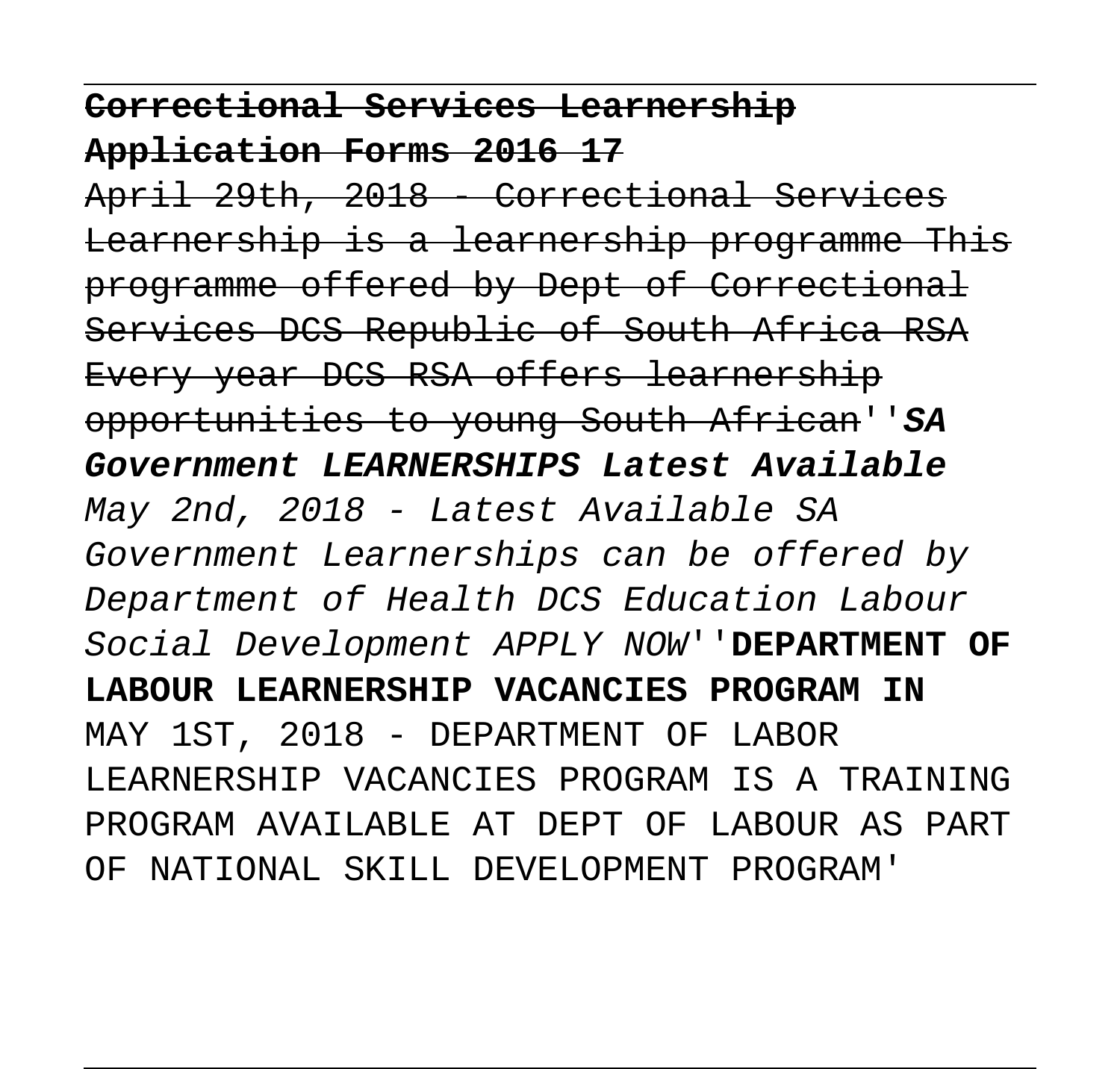**~~Correctional Services Learnership Application Forms 2016 17~~**

~~April 29th, 2018 - Correctional Services Learnership is a learnership programme This programme offered by Dept of Correctional Services DCS Republic of South Africa RSA Every year DCS RSA offers learnership opportunities to young South African~~''***SA Government LEARNERSHIPS Latest Available***

*May 2nd, 2018 - Latest Available SA Government Learnerships can be offered by Department of Health DCS Education Labour Social Development APPLY NOW*''**DEPARTMENT OF LABOUR LEARNERSHIP VACANCIES PROGRAM IN**

MAY 1ST, 2018 - DEPARTMENT OF LABOR LEARNERSHIP VACANCIES PROGRAM IS A TRAINING PROGRAM AVAILABLE AT DEPT OF LABOUR AS PART OF NATIONAL SKILL DEVELOPMENT PROGRAM'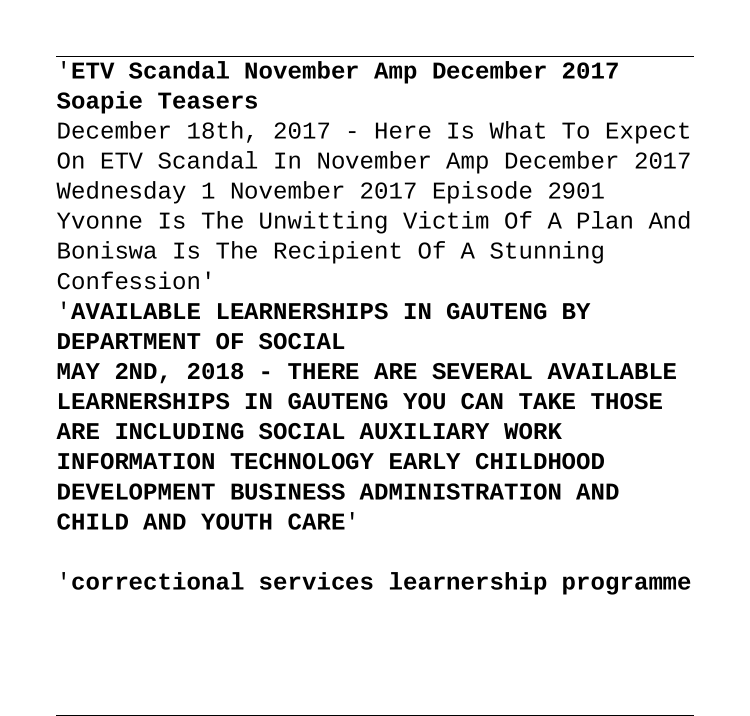'**ETV Scandal November Amp December 2017 Soapie Teasers**

December 18th, 2017 - Here Is What To Expect On ETV Scandal In November Amp December 2017 Wednesday 1 November 2017 Episode 2901 Yvonne Is The Unwitting Victim Of A Plan And Boniswa Is The Recipient Of A Stunning Confession'

'**AVAILABLE LEARNERSHIPS IN GAUTENG BY DEPARTMENT OF SOCIAL**

**MAY 2ND, 2018 - THERE ARE SEVERAL AVAILABLE LEARNERSHIPS IN GAUTENG YOU CAN TAKE THOSE ARE INCLUDING SOCIAL AUXILIARY WORK INFORMATION TECHNOLOGY EARLY CHILDHOOD DEVELOPMENT BUSINESS ADMINISTRATION AND CHILD AND YOUTH CARE**'

'**correctional services learnership programme**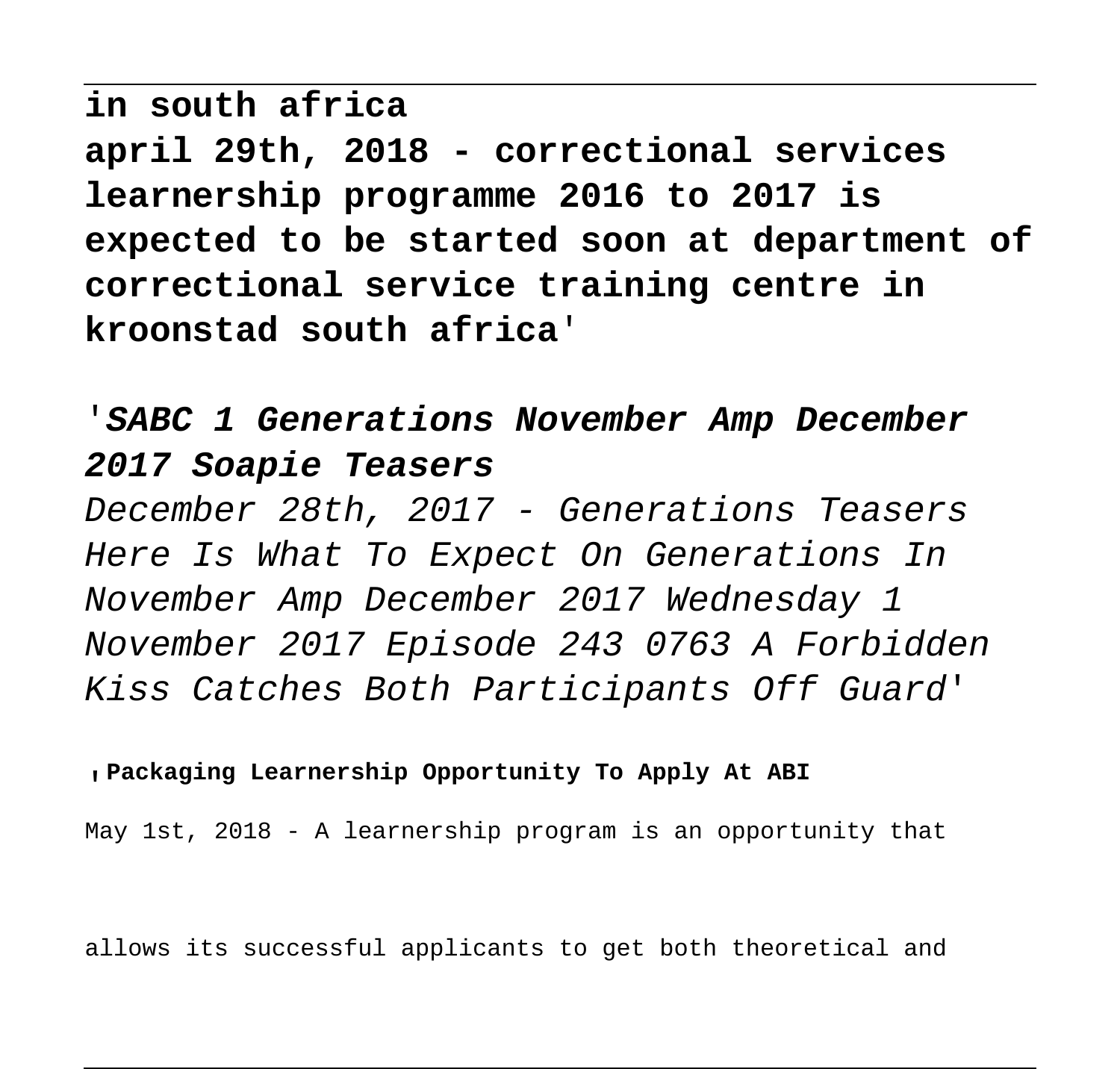**in south africa**
**april 29th, 2018 - correctional services learnership programme 2016 to 2017 is expected to be started soon at department of correctional service training centre in kroonstad south africa**'

'***SABC 1 Generations November Amp December 2017 Soapie Teasers***

*December 28th, 2017 - Generations Teasers Here Is What To Expect On Generations In November Amp December 2017 Wednesday 1 November 2017 Episode 243 0763 A Forbidden Kiss Catches Both Participants Off Guard*'

'**Packaging Learnership Opportunity To Apply At ABI**

May 1st, 2018 - A learnership program is an opportunity that

allows its successful applicants to get both theoretical and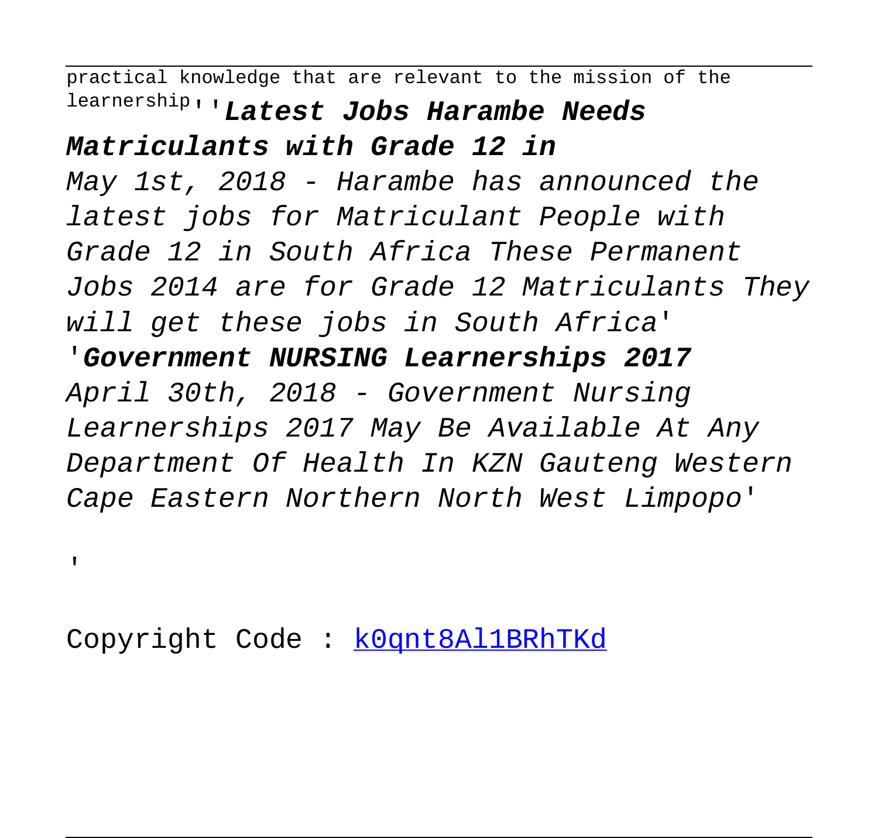practical knowledge that are relevant to the mission of the learnership''**Latest Jobs Harambe Needs Matriculants with Grade 12 in**

*May 1st, 2018 - Harambe has announced the latest jobs for Matriculant People with Grade 12 in South Africa These Permanent Jobs 2014 are for Grade 12 Matriculants They will get these jobs in South Africa*'

'**Government NURSING Learnerships 2017**

*April 30th, 2018 - Government Nursing Learnerships 2017 May Be Available At Any Department Of Health In KZN Gauteng Western Cape Eastern Northern North West Limpopo*'

'

Copyright Code : k0qnt8Al1BRhTKd